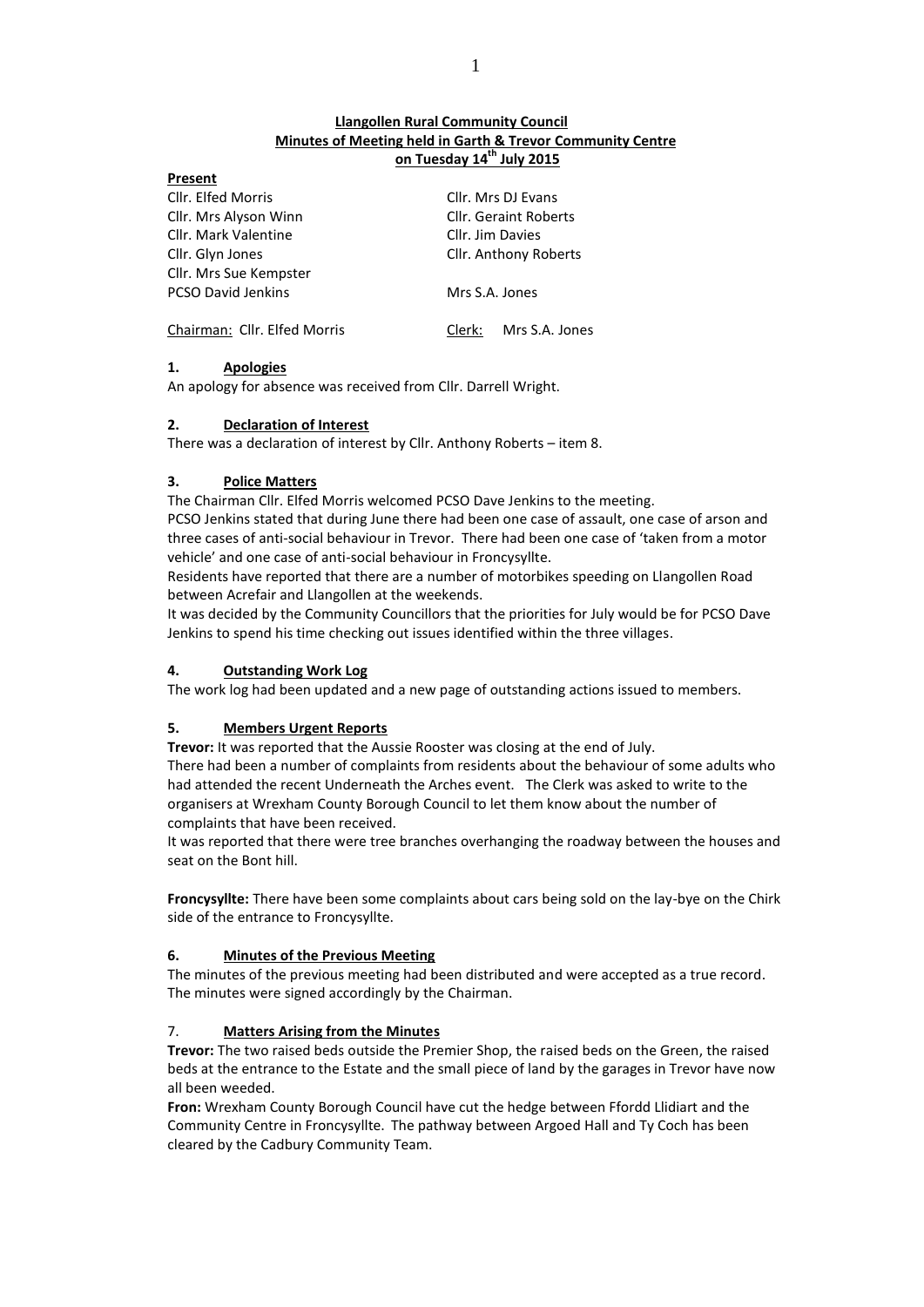**Llangollen Rural Community Council**
**Minutes of Meeting held in Garth & Trevor Community Centre**
**on Tuesday 14th July 2015**

**Present**

| | |
|---|---|
| Cllr. Elfed Morris | Cllr. Mrs DJ Evans |
| Cllr. Mrs Alyson Winn | Cllr. Geraint Roberts |
| Cllr. Mark Valentine | Cllr. Jim Davies |
| Cllr. Glyn Jones | Cllr. Anthony Roberts |
| Cllr. Mrs Sue Kempster | |
| PCSO David Jenkins | Mrs S.A. Jones |
| Chairman: Cllr. Elfed Morris | Clerk: Mrs S.A. Jones |

## 1. Apologies

An apology for absence was received from Cllr. Darrell Wright.

## 2. Declaration of Interest

There was a declaration of interest by Cllr. Anthony Roberts – item 8.

## 3. Police Matters

The Chairman Cllr. Elfed Morris welcomed PCSO Dave Jenkins to the meeting.

PCSO Jenkins stated that during June there had been one case of assault, one case of arson and three cases of anti-social behaviour in Trevor. There had been one case of 'taken from a motor vehicle' and one case of anti-social behaviour in Froncysyllte.

Residents have reported that there are a number of motorbikes speeding on Llangollen Road between Acrefair and Llangollen at the weekends.

It was decided by the Community Councillors that the priorities for July would be for PCSO Dave Jenkins to spend his time checking out issues identified within the three villages.

## 4. Outstanding Work Log

The work log had been updated and a new page of outstanding actions issued to members.

## 5. Members Urgent Reports

**Trevor:** It was reported that the Aussie Rooster was closing at the end of July.

There had been a number of complaints from residents about the behaviour of some adults who had attended the recent Underneath the Arches event. The Clerk was asked to write to the organisers at Wrexham County Borough Council to let them know about the number of complaints that have been received.

It was reported that there were tree branches overhanging the roadway between the houses and seat on the Bont hill.

**Froncysyllte:** There have been some complaints about cars being sold on the lay-bye on the Chirk side of the entrance to Froncysyllte.

## 6. Minutes of the Previous Meeting

The minutes of the previous meeting had been distributed and were accepted as a true record. The minutes were signed accordingly by the Chairman.

## 7. Matters Arising from the Minutes

**Trevor:** The two raised beds outside the Premier Shop, the raised beds on the Green, the raised beds at the entrance to the Estate and the small piece of land by the garages in Trevor have now all been weeded.

**Fron:** Wrexham County Borough Council have cut the hedge between Ffordd Llidiart and the Community Centre in Froncysyllte. The pathway between Argoed Hall and Ty Coch has been cleared by the Cadbury Community Team.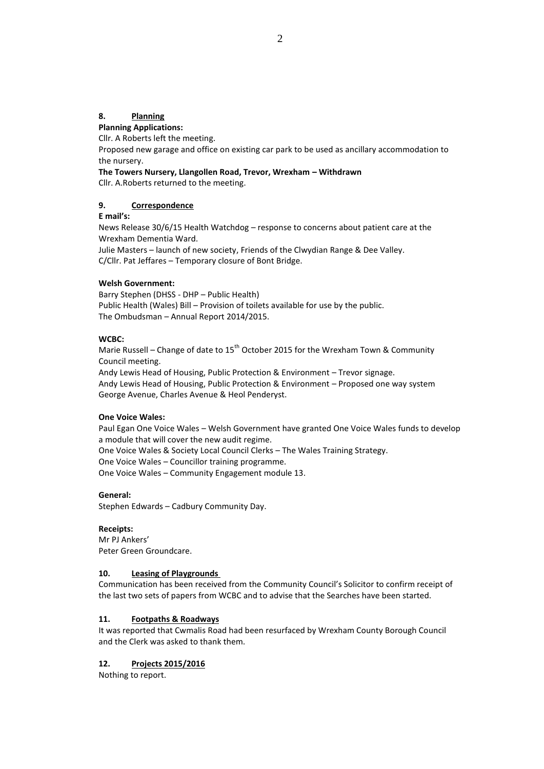## 8. Planning

**Planning Applications:**

Cllr. A Roberts left the meeting.

Proposed new garage and office on existing car park to be used as ancillary accommodation to the nursery.

**The Towers Nursery, Llangollen Road, Trevor, Wrexham – Withdrawn**

Cllr. A.Roberts returned to the meeting.

## 9. Correspondence

**E mail's:**

News Release 30/6/15 Health Watchdog – response to concerns about patient care at the Wrexham Dementia Ward.

Julie Masters – launch of new society, Friends of the Clwydian Range & Dee Valley.

C/Cllr. Pat Jeffares – Temporary closure of Bont Bridge.

**Welsh Government:**

Barry Stephen (DHSS - DHP – Public Health)

Public Health (Wales) Bill – Provision of toilets available for use by the public.

The Ombudsman – Annual Report 2014/2015.

**WCBC:**

Marie Russell – Change of date to 15th October 2015 for the Wrexham Town & Community Council meeting.

Andy Lewis Head of Housing, Public Protection & Environment – Trevor signage.

Andy Lewis Head of Housing, Public Protection & Environment – Proposed one way system George Avenue, Charles Avenue & Heol Penderyst.

**One Voice Wales:**

Paul Egan One Voice Wales – Welsh Government have granted One Voice Wales funds to develop a module that will cover the new audit regime.

One Voice Wales & Society Local Council Clerks – The Wales Training Strategy.

One Voice Wales – Councillor training programme.

One Voice Wales – Community Engagement module 13.

**General:**

Stephen Edwards – Cadbury Community Day.

**Receipts:**

Mr PJ Ankers'

Peter Green Groundcare.

## 10. Leasing of Playgrounds

Communication has been received from the Community Council's Solicitor to confirm receipt of the last two sets of papers from WCBC and to advise that the Searches have been started.

## 11. Footpaths & Roadways

It was reported that Cwmalis Road had been resurfaced by Wrexham County Borough Council and the Clerk was asked to thank them.

## 12. Projects 2015/2016

Nothing to report.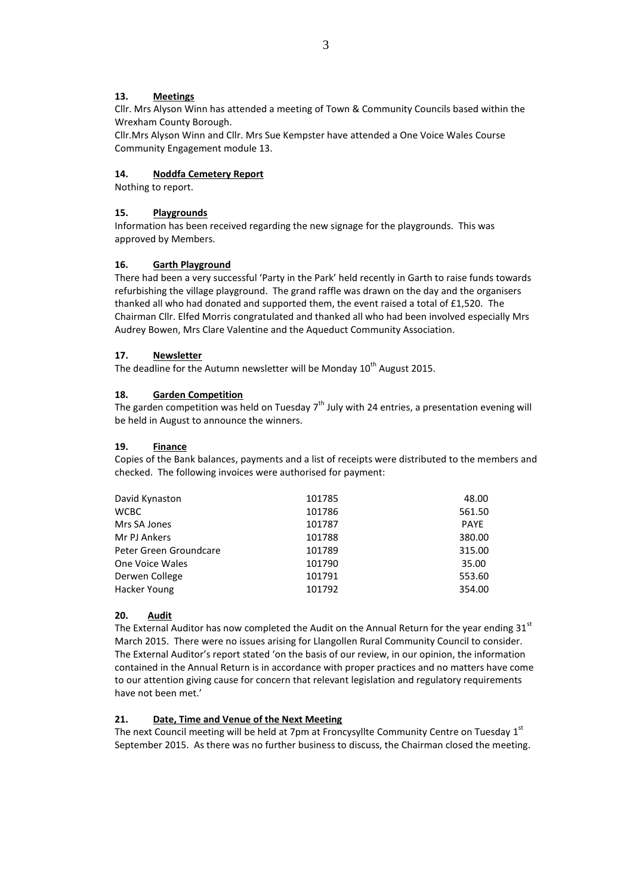**13. Meetings**

Cllr. Mrs Alyson Winn has attended a meeting of Town & Community Councils based within the Wrexham County Borough.

Cllr.Mrs Alyson Winn and Cllr. Mrs Sue Kempster have attended a One Voice Wales Course Community Engagement module 13.

**14. Noddfa Cemetery Report**

Nothing to report.

**15. Playgrounds**

Information has been received regarding the new signage for the playgrounds. This was approved by Members.

**16. Garth Playground**

There had been a very successful 'Party in the Park' held recently in Garth to raise funds towards refurbishing the village playground. The grand raffle was drawn on the day and the organisers thanked all who had donated and supported them, the event raised a total of £1,520. The Chairman Cllr. Elfed Morris congratulated and thanked all who had been involved especially Mrs Audrey Bowen, Mrs Clare Valentine and the Aqueduct Community Association.

**17. Newsletter**

The deadline for the Autumn newsletter will be Monday 10th August 2015.

**18. Garden Competition**

The garden competition was held on Tuesday 7th July with 24 entries, a presentation evening will be held in August to announce the winners.

**19. Finance**

Copies of the Bank balances, payments and a list of receipts were distributed to the members and checked. The following invoices were authorised for payment:

| | | |
|---|---|---|
| David Kynaston | 101785 | 48.00 |
| WCBC | 101786 | 561.50 |
| Mrs SA Jones | 101787 | PAYE |
| Mr PJ Ankers | 101788 | 380.00 |
| Peter Green Groundcare | 101789 | 315.00 |
| One Voice Wales | 101790 | 35.00 |
| Derwen College | 101791 | 553.60 |
| Hacker Young | 101792 | 354.00 |

**20. Audit**

The External Auditor has now completed the Audit on the Annual Return for the year ending 31st March 2015. There were no issues arising for Llangollen Rural Community Council to consider. The External Auditor's report stated 'on the basis of our review, in our opinion, the information contained in the Annual Return is in accordance with proper practices and no matters have come to our attention giving cause for concern that relevant legislation and regulatory requirements have not been met.'

**21. Date, Time and Venue of the Next Meeting**

The next Council meeting will be held at 7pm at Froncysyllte Community Centre on Tuesday 1st September 2015. As there was no further business to discuss, the Chairman closed the meeting.